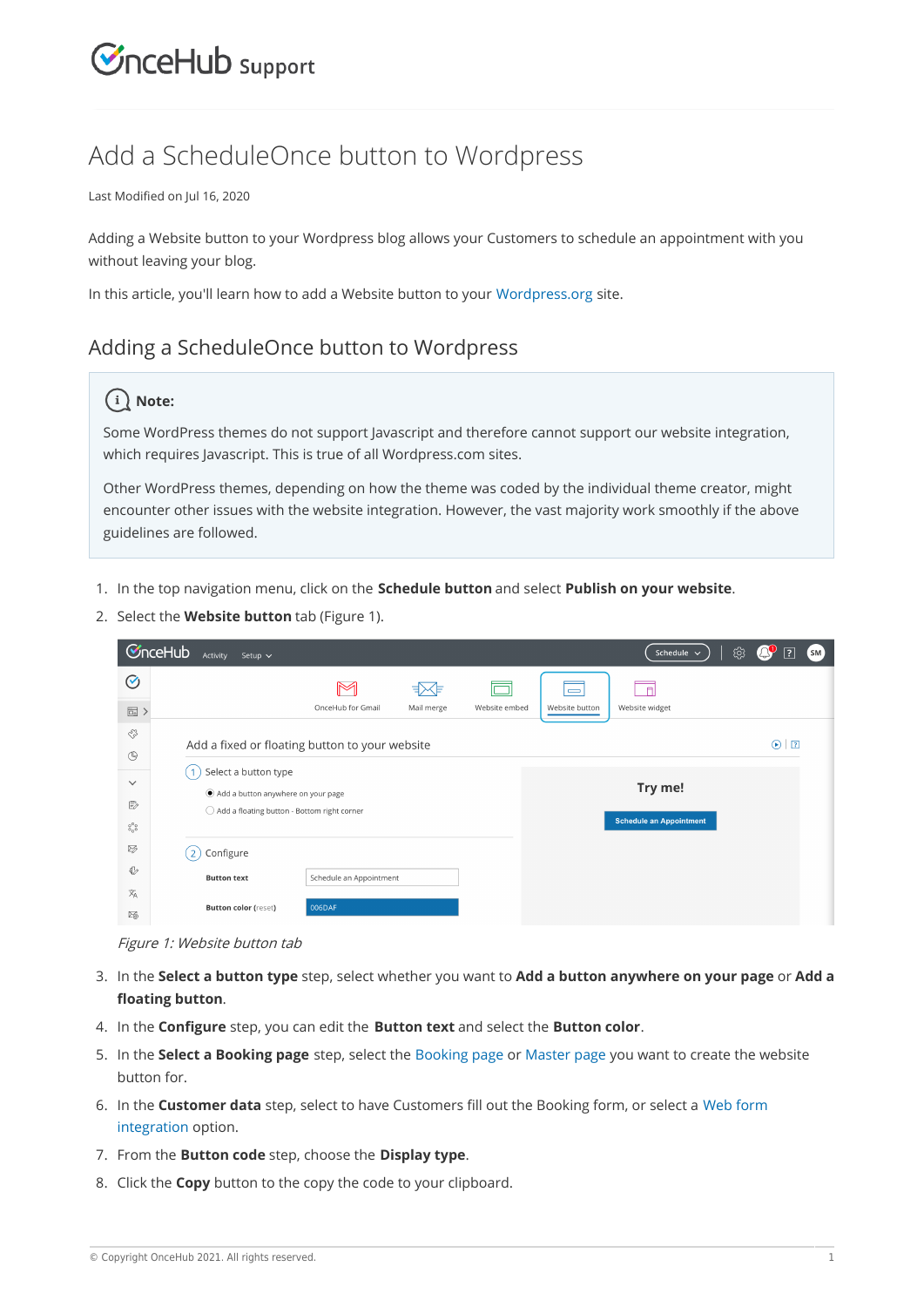# Add a ScheduleOnce button to Wordpress

Last Modified on Jul 16, 2020

Adding a Website button to your Wordpress blog allows your Customers to schedule an appointment with you without leaving your blog.

In this article, you'll learn how to add a Website button to your Wordpress.org site.

## Adding a ScheduleOnce button to Wordpress

> **Note:**
>
> Some WordPress themes do not support Javascript and therefore cannot support our website integration, which requires Javascript. This is true of all Wordpress.com sites.
>
> Other WordPress themes, depending on how the theme was coded by the individual theme creator, might encounter other issues with the website integration. However, the vast majority work smoothly if the above guidelines are followed.

1. In the top navigation menu, click on the **Schedule button** and select **Publish on your website**.
2. Select the **Website button** tab (Figure 1).

*Figure 1: Website button tab*

3. In the **Select a button type** step, select whether you want to **Add a button anywhere on your page** or **Add a floating button**.
4. In the **Configure** step, you can edit the **Button text** and select the **Button color**.
5. In the **Select a Booking page** step, select the Booking page or Master page you want to create the website button for.
6. In the **Customer data** step, select to have Customers fill out the Booking form, or select a Web form integration option.
7. From the **Button code** step, choose the **Display type**.
8. Click the **Copy** button to the copy the code to your clipboard.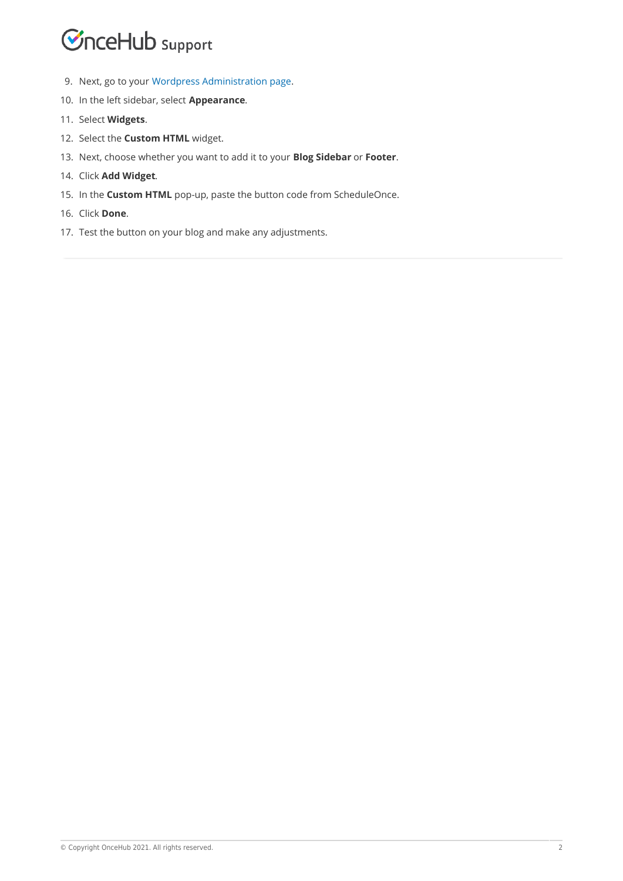9. Next, go to your Wordpress Administration page.
10. In the left sidebar, select **Appearance**.
11. Select **Widgets**.
12. Select the **Custom HTML** widget.
13. Next, choose whether you want to add it to your **Blog Sidebar** or **Footer**.
14. Click **Add Widget**.
15. In the **Custom HTML** pop-up, paste the button code from ScheduleOnce.
16. Click **Done**.
17. Test the button on your blog and make any adjustments.